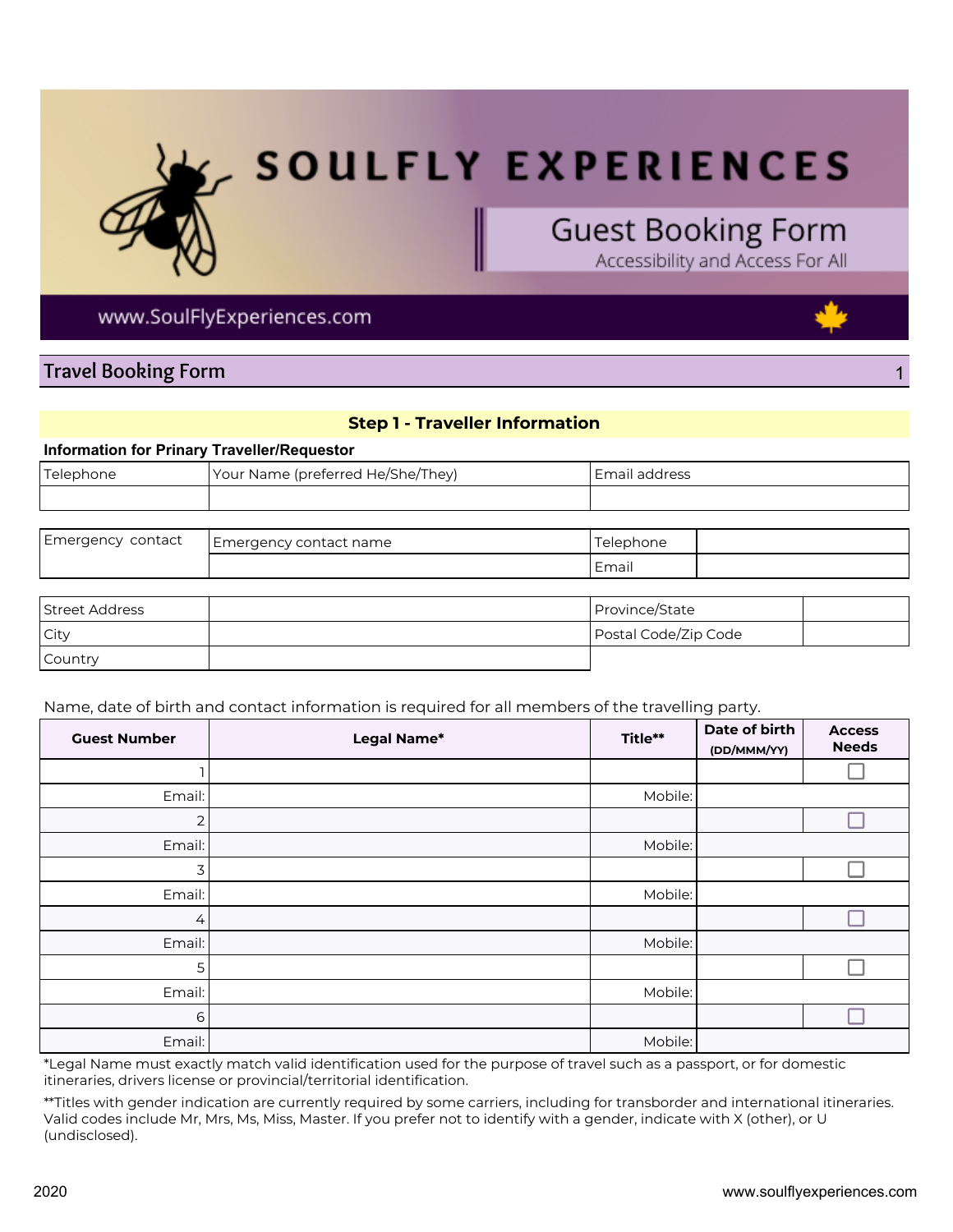# SOULFLY EXPERIENCES

## Guest Booking Form

Accessibility and Access For All

www.SoulFlyExperiences.com

## Travel Booking Form

### Step 1 - Traveller Information

**Information for Prinary Traveller/Requestor**

| Telephone | Your Name (preferred He/She/They) | Email address |
|---|---|---|
| | | |

| Emergency contact | Emergency contact name | Telephone | |
|---|---|---|---|
| | | Email | |

| Street Address | | Province/State | |
|---|---|---|---|
| City | | Postal Code/Zip Code | |
| Country | | | |

Name, date of birth and contact information is required for all members of the travelling party.

| Guest Number | Legal Name* | Title** | Date of birth (DD/MMM/YY) | Access Needs |
|---|---|---|---|---|
| 1 | | | | ☐ |
| Email: | | Mobile: | | |
| 2 | | | | ☐ |
| Email: | | Mobile: | | |
| 3 | | | | ☐ |
| Email: | | Mobile: | | |
| 4 | | | | ☐ |
| Email: | | Mobile: | | |
| 5 | | | | ☐ |
| Email: | | Mobile: | | |
| 6 | | | | ☐ |
| Email: | | Mobile: | | |

*Legal Name must exactly match valid identification used for the purpose of travel such as a passport, or for domestic itineraries, drivers license or provincial/territorial identification.

**Titles with gender indication are currently required by some carriers, including for transborder and international itineraries. Valid codes include Mr, Mrs, Ms, Miss, Master. If you prefer not to identify with a gender, indicate with X (other), or U (undisclosed).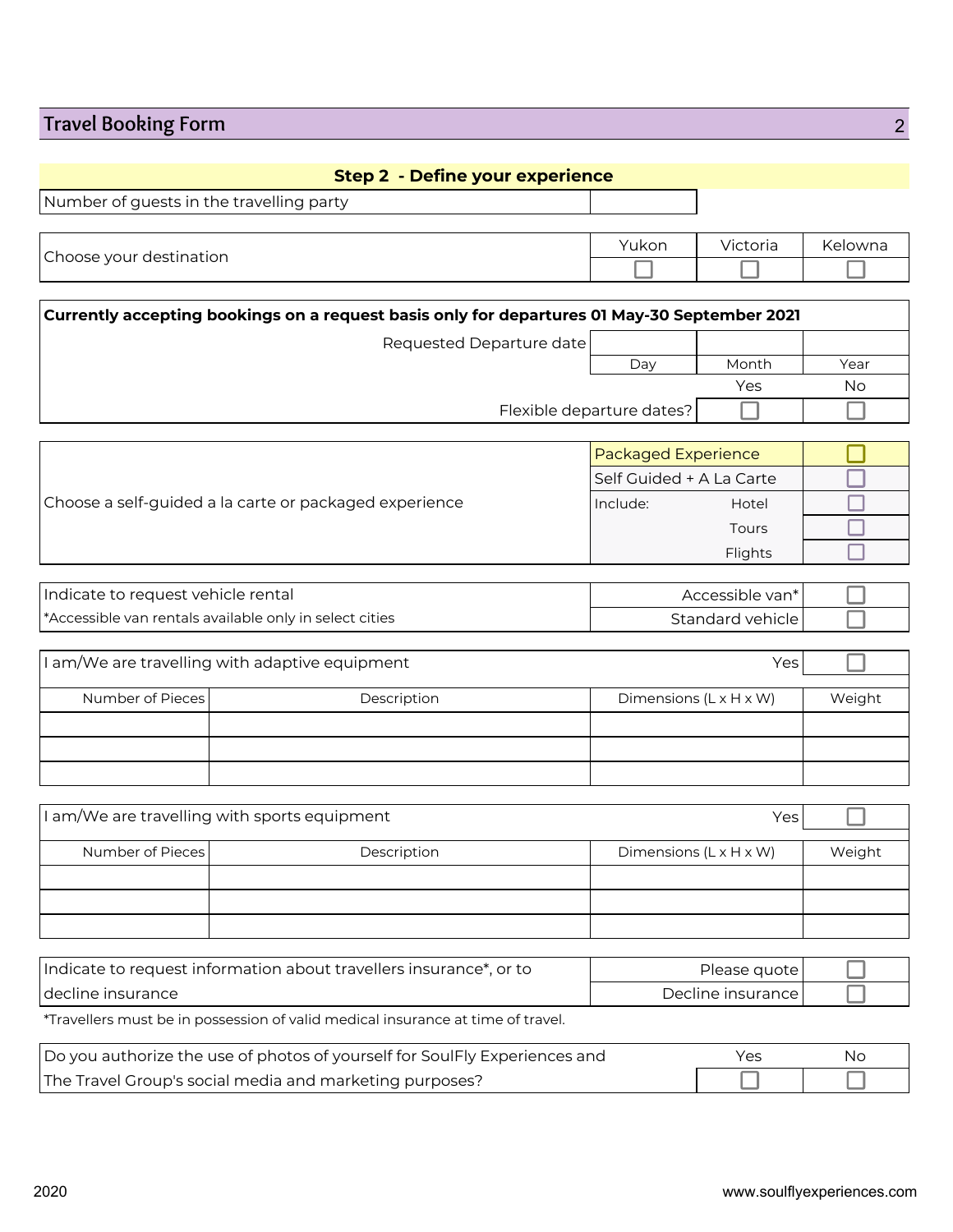## Travel Booking Form

### Step 2 - Define your experience

| Number of guests in the travelling party | |
|---|---|

| Choose your destination | Yukon | Victoria | Kelowna |
|---|---|---|---|
| | ☐ | ☐ | ☐ |

**Currently accepting bookings on a request basis only for departures 01 May-30 September 2021**

| | | | |
|---|---|---|---|
| Requested Departure date | | | |
| | Day | Month | Year |
| | | Yes | No |
| Flexible departure dates? | | ☐ | ☐ |

| Choose a self-guided a la carte or packaged experience | | |
|---|---|---|
| | Packaged Experience | ☐ |
| | Self Guided + A La Carte | ☐ |
| | Include: Hotel | ☐ |
| | Tours | ☐ |
| | Flights | ☐ |

| Indicate to request vehicle rental | | |
|---|---|---|
| *Accessible van rentals available only in select cities | Accessible van* | ☐ |
| | Standard vehicle | ☐ |

I am/We are travelling with adaptive equipment — Yes ☐

| Number of Pieces | Description | Dimensions (L x H x W) | Weight |
|---|---|---|---|
| | | | |
| | | | |
| | | | |

I am/We are travelling with sports equipment — Yes ☐

| Number of Pieces | Description | Dimensions (L x H x W) | Weight |
|---|---|---|---|
| | | | |
| | | | |
| | | | |

| Indicate to request information about travellers insurance*, or to decline insurance | | |
|---|---|---|
| | Please quote | ☐ |
| | Decline insurance | ☐ |

*Travellers must be in possession of valid medical insurance at time of travel.

| Do you authorize the use of photos of yourself for SoulFly Experiences and The Travel Group's social media and marketing purposes? | Yes | No |
|---|---|---|
| | ☐ | ☐ |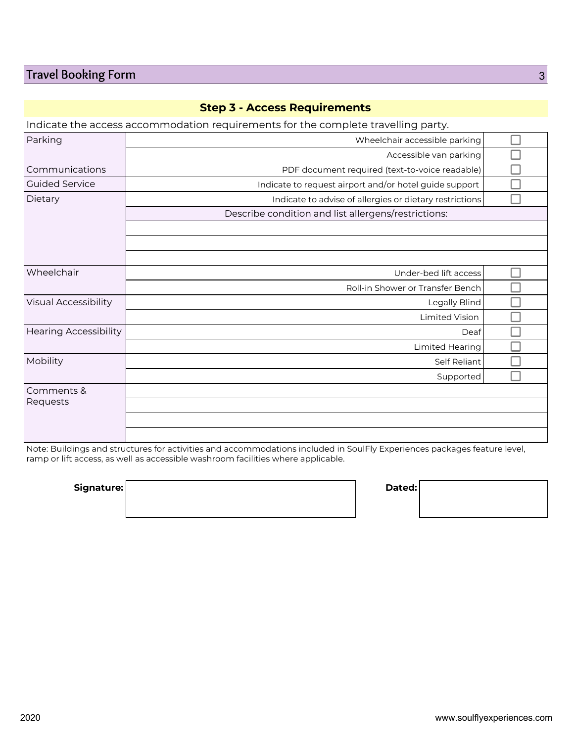## Step 3 - Access Requirements

Indicate the access accommodation requirements for the complete travelling party.

| | | |
|---|---|---|
| Parking | Wheelchair accessible parking | ☐ |
| | Accessible van parking | ☐ |
| Communications | PDF document required (text-to-voice readable) | ☐ |
| Guided Service | Indicate to request airport and/or hotel guide support | ☐ |
| Dietary | Indicate to advise of allergies or dietary restrictions | ☐ |
| | Describe condition and list allergens/restrictions: | |
| | | |
| | | |
| | | |
| Wheelchair | Under-bed lift access | ☐ |
| | Roll-in Shower or Transfer Bench | ☐ |
| Visual Accessibility | Legally Blind | ☐ |
| | Limited Vision | ☐ |
| Hearing Accessibility | Deaf | ☐ |
| | Limited Hearing | ☐ |
| Mobility | Self Reliant | ☐ |
| | Supported | ☐ |
| Comments & Requests | | |
| | | |
| | | |
| | | |

Note: Buildings and structures for activities and accommodations included in SoulFly Experiences packages feature level, ramp or lift access, as well as accessible washroom facilities where applicable.

**Signature:** 

**Dated:**